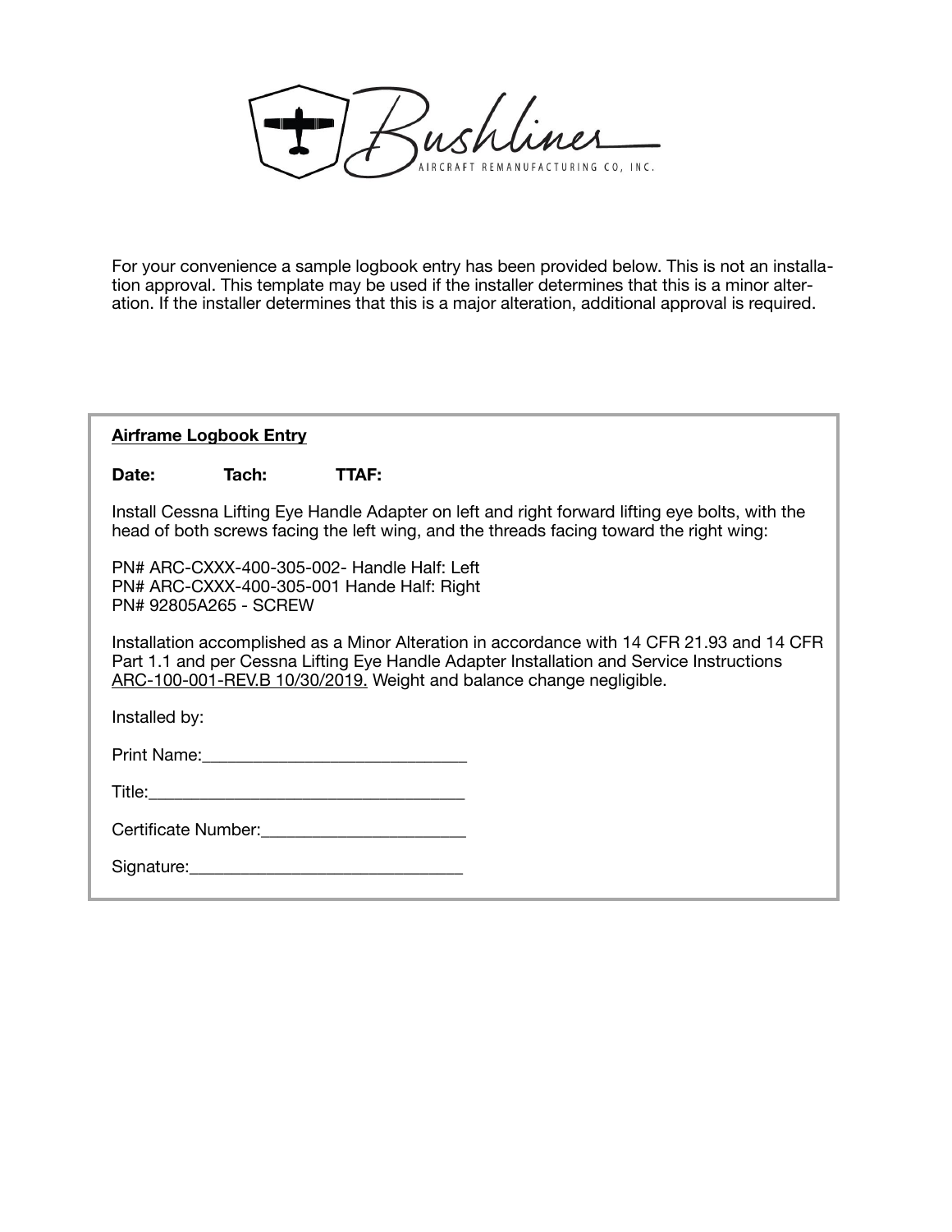Bushliner
AIRCRAFT REMANUFACTURING CO, INC.

For your convenience a sample logbook entry has been provided below. This is not an installation approval. This template may be used if the installer determines that this is a minor alteration. If the installer determines that this is a major alteration, additional approval is required.

**Airframe Logbook Entry**

**Date:** **Tach:** **TTAF:**

Install Cessna Lifting Eye Handle Adapter on left and right forward lifting eye bolts, with the head of both screws facing the left wing, and the threads facing toward the right wing:

PN# ARC-CXXX-400-305-002- Handle Half: Left
PN# ARC-CXXX-400-305-001 Hande Half: Right
PN# 92805A265 - SCREW

Installation accomplished as a Minor Alteration in accordance with 14 CFR 21.93 and 14 CFR Part 1.1 and per Cessna Lifting Eye Handle Adapter Installation and Service Instructions ARC-100-001-REV.B 10/30/2019. Weight and balance change negligible.

Installed by:

Print Name:______________________________

Title:____________________________________

Certificate Number:_______________________

Signature:_______________________________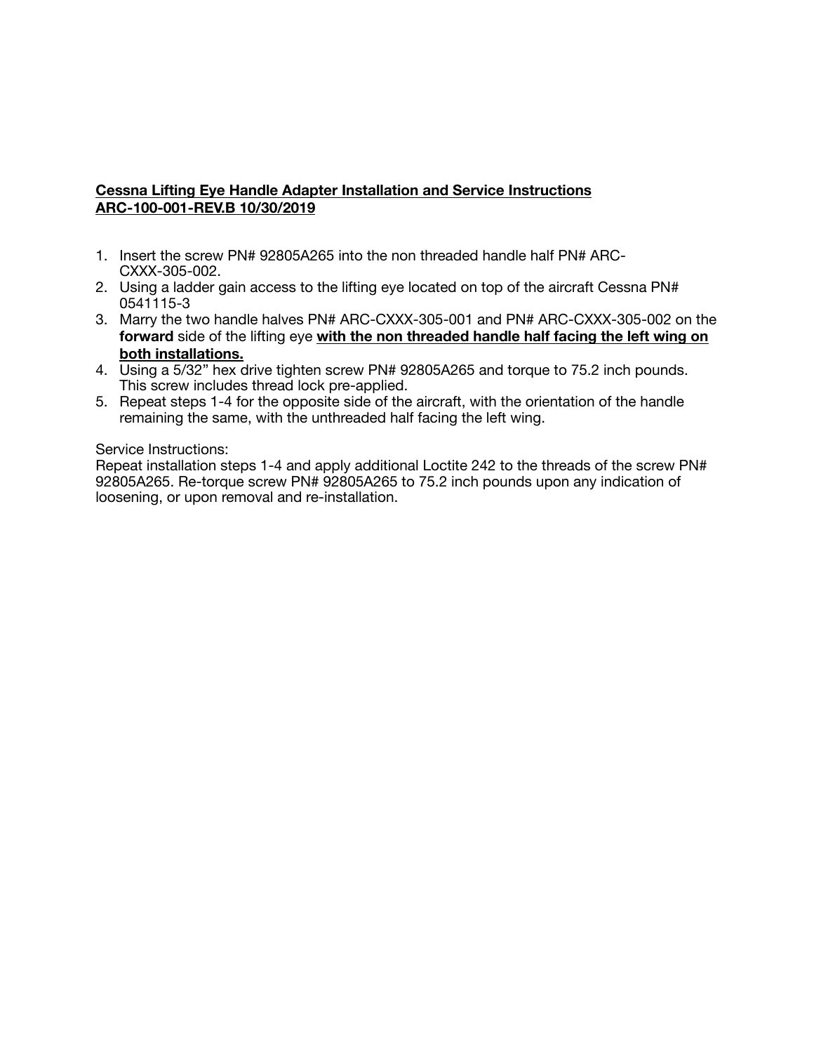**<u>Cessna Lifting Eye Handle Adapter Installation and Service Instructions</u>**
**<u>ARC-100-001-REV.B 10/30/2019</u>**

1. Insert the screw PN# 92805A265 into the non threaded handle half PN# ARC-CXXX-305-002.
2. Using a ladder gain access to the lifting eye located on top of the aircraft Cessna PN# 0541115-3
3. Marry the two handle halves PN# ARC-CXXX-305-001 and PN# ARC-CXXX-305-002 on the **forward** side of the lifting eye **<u>with the non threaded handle half facing the left wing on both installations.</u>**
4. Using a 5/32" hex drive tighten screw PN# 92805A265 and torque to 75.2 inch pounds. This screw includes thread lock pre-applied.
5. Repeat steps 1-4 for the opposite side of the aircraft, with the orientation of the handle remaining the same, with the unthreaded half facing the left wing.

Service Instructions:
Repeat installation steps 1-4 and apply additional Loctite 242 to the threads of the screw PN# 92805A265. Re-torque screw PN# 92805A265 to 75.2 inch pounds upon any indication of loosening, or upon removal and re-installation.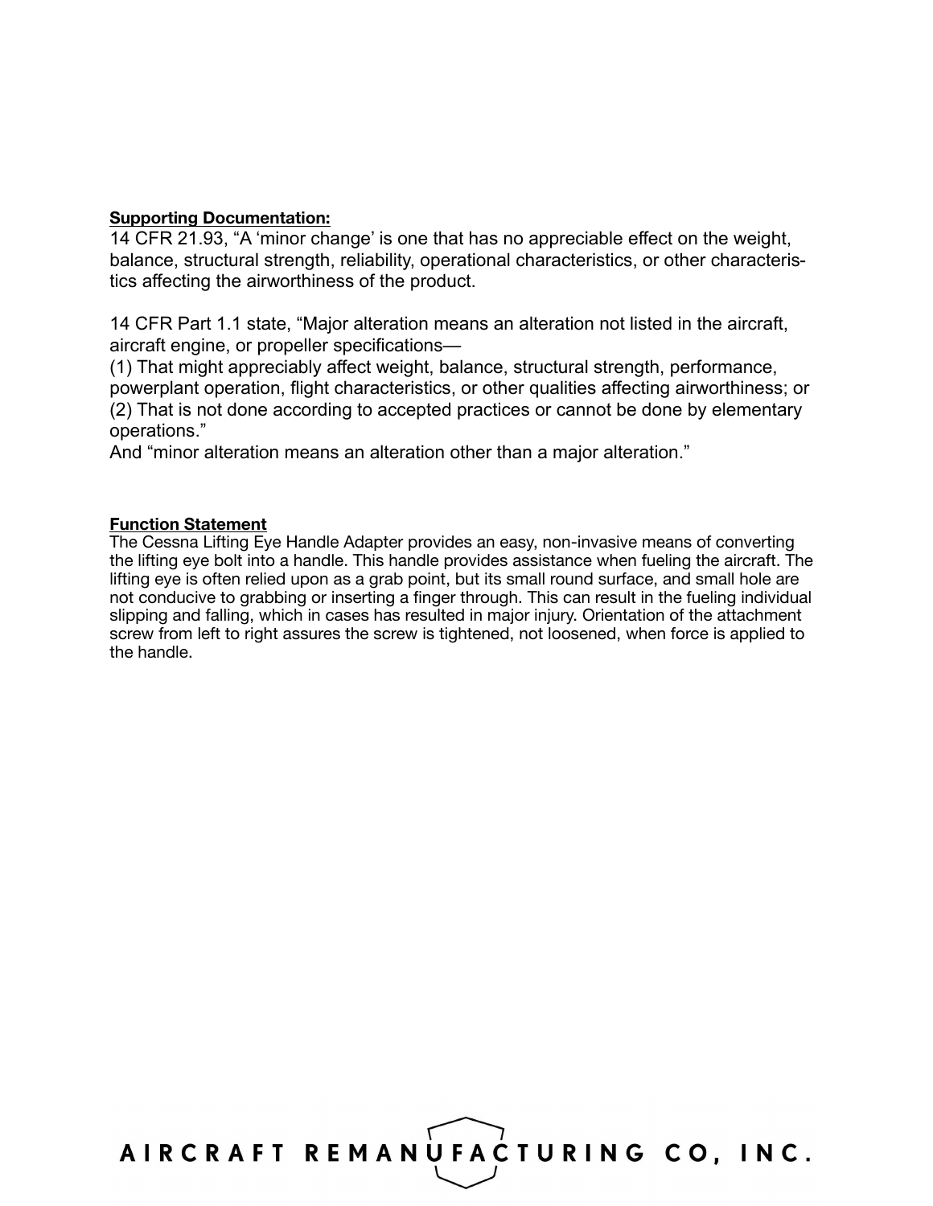**Supporting Documentation:**

14 CFR 21.93, "A 'minor change' is one that has no appreciable effect on the weight, balance, structural strength, reliability, operational characteristics, or other characteristics affecting the airworthiness of the product.

14 CFR Part 1.1 state, "Major alteration means an alteration not listed in the aircraft, aircraft engine, or propeller specifications—

(1) That might appreciably affect weight, balance, structural strength, performance, powerplant operation, flight characteristics, or other qualities affecting airworthiness; or

(2) That is not done according to accepted practices or cannot be done by elementary operations."

And "minor alteration means an alteration other than a major alteration."

**Function Statement**

The Cessna Lifting Eye Handle Adapter provides an easy, non-invasive means of converting the lifting eye bolt into a handle. This handle provides assistance when fueling the aircraft. The lifting eye is often relied upon as a grab point, but its small round surface, and small hole are not conducive to grabbing or inserting a finger through. This can result in the fueling individual slipping and falling, which in cases has resulted in major injury. Orientation of the attachment screw from left to right assures the screw is tightened, not loosened, when force is applied to the handle.